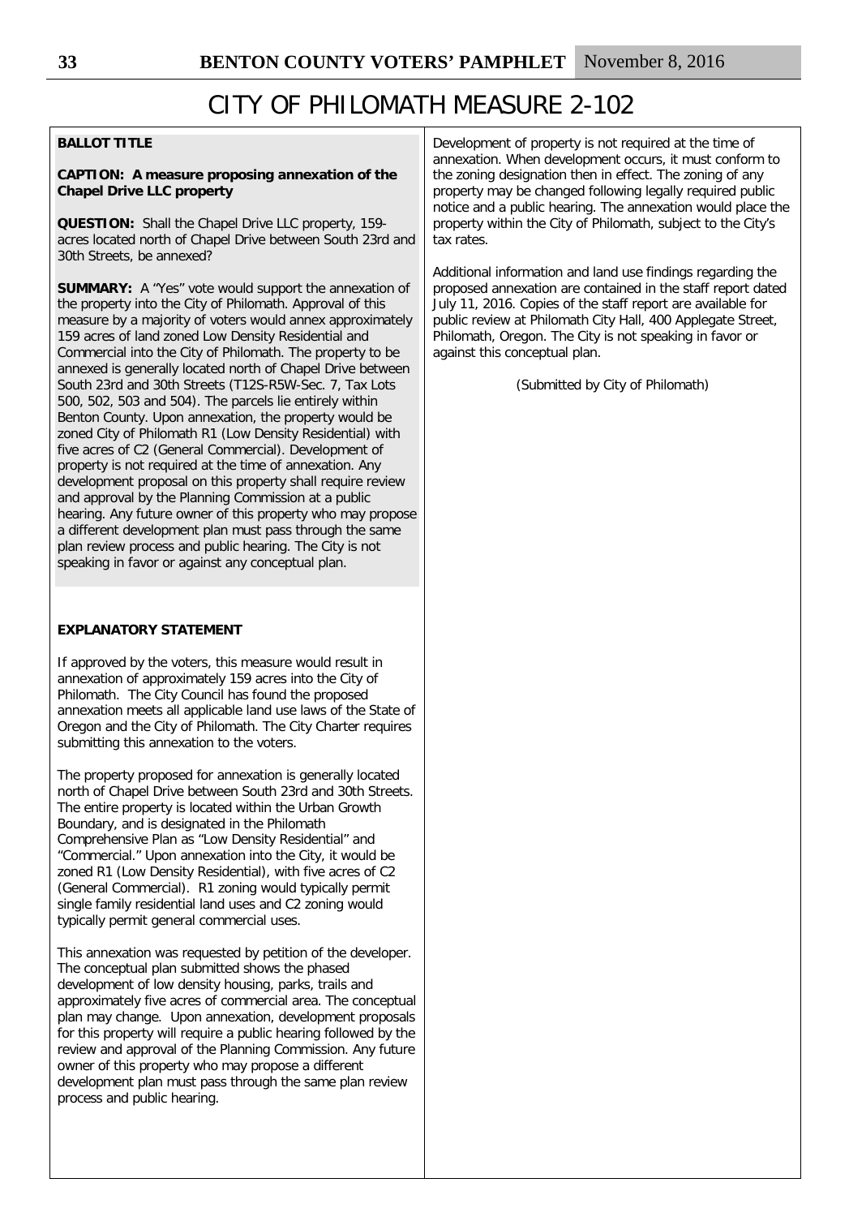# CITY OF PHILOMATH MEASURE 2-102

**BALLOT TITLE**

**CAPTION: A measure proposing annexation of the Chapel Drive LLC property**

**QUESTION:** Shall the Chapel Drive LLC property, 159-acres located north of Chapel Drive between South 23rd and 30th Streets, be annexed?

**SUMMARY:** A "Yes" vote would support the annexation of the property into the City of Philomath. Approval of this measure by a majority of voters would annex approximately 159 acres of land zoned Low Density Residential and Commercial into the City of Philomath. The property to be annexed is generally located north of Chapel Drive between South 23rd and 30th Streets (T12S-R5W-Sec. 7, Tax Lots 500, 502, 503 and 504). The parcels lie entirely within Benton County. Upon annexation, the property would be zoned City of Philomath R1 (Low Density Residential) with five acres of C2 (General Commercial). Development of property is not required at the time of annexation. Any development proposal on this property shall require review and approval by the Planning Commission at a public hearing. Any future owner of this property who may propose a different development plan must pass through the same plan review process and public hearing. The City is not speaking in favor or against any conceptual plan.

**EXPLANATORY STATEMENT**

If approved by the voters, this measure would result in annexation of approximately 159 acres into the City of Philomath. The City Council has found the proposed annexation meets all applicable land use laws of the State of Oregon and the City of Philomath. The City Charter requires submitting this annexation to the voters.

The property proposed for annexation is generally located north of Chapel Drive between South 23rd and 30th Streets. The entire property is located within the Urban Growth Boundary, and is designated in the Philomath Comprehensive Plan as "Low Density Residential" and "Commercial." Upon annexation into the City, it would be zoned R1 (Low Density Residential), with five acres of C2 (General Commercial). R1 zoning would typically permit single family residential land uses and C2 zoning would typically permit general commercial uses.

This annexation was requested by petition of the developer. The conceptual plan submitted shows the phased development of low density housing, parks, trails and approximately five acres of commercial area. The conceptual plan may change. Upon annexation, development proposals for this property will require a public hearing followed by the review and approval of the Planning Commission. Any future owner of this property who may propose a different development plan must pass through the same plan review process and public hearing.

Development of property is not required at the time of annexation. When development occurs, it must conform to the zoning designation then in effect. The zoning of any property may be changed following legally required public notice and a public hearing. The annexation would place the property within the City of Philomath, subject to the City's tax rates.

Additional information and land use findings regarding the proposed annexation are contained in the staff report dated July 11, 2016. Copies of the staff report are available for public review at Philomath City Hall, 400 Applegate Street, Philomath, Oregon. The City is not speaking in favor or against this conceptual plan.

(Submitted by City of Philomath)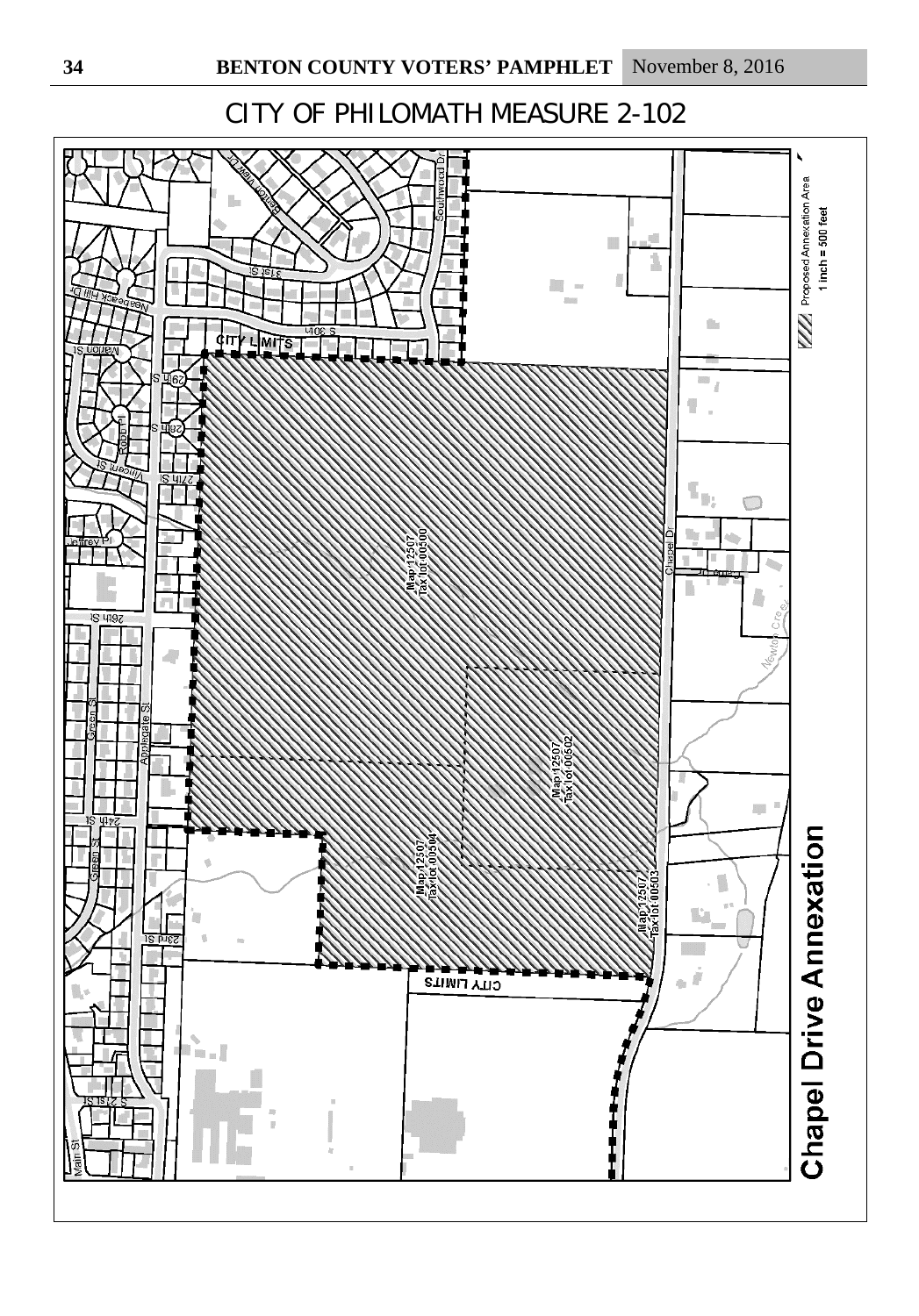# CITY OF PHILOMATH MEASURE 2-102

**Chapel Drive Annexation**

Proposed Annexation Area

1 inch = 500 feet

Map 12507 Tax lot 00500

Map 12507 Tax lot 00502

Map 12507 Tax lot 00504

Map 12507 Tax lot 00503

CITY LIMITS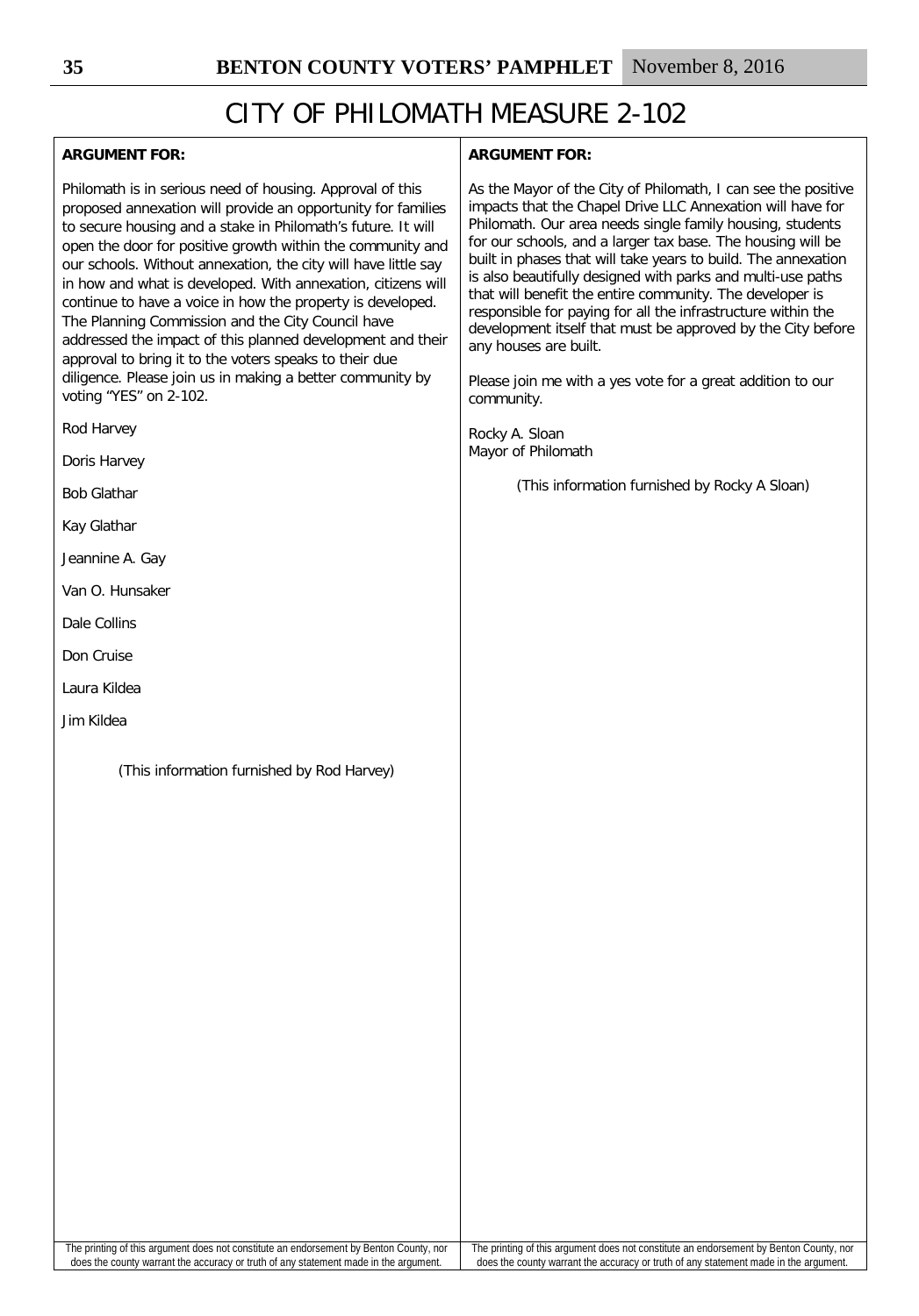# CITY OF PHILOMATH MEASURE 2-102

**ARGUMENT FOR:**

Philomath is in serious need of housing. Approval of this proposed annexation will provide an opportunity for families to secure housing and a stake in Philomath's future. It will open the door for positive growth within the community and our schools. Without annexation, the city will have little say in how and what is developed. With annexation, citizens will continue to have a voice in how the property is developed. The Planning Commission and the City Council have addressed the impact of this planned development and their approval to bring it to the voters speaks to their due diligence. Please join us in making a better community by voting "YES" on 2-102.

Rod Harvey

Doris Harvey

Bob Glathar

Kay Glathar

Jeannine A. Gay

Van O. Hunsaker

Dale Collins

Don Cruise

Laura Kildea

Jim Kildea

(This information furnished by Rod Harvey)

The printing of this argument does not constitute an endorsement by Benton County, nor does the county warrant the accuracy or truth of any statement made in the argument.

**ARGUMENT FOR:**

As the Mayor of the City of Philomath, I can see the positive impacts that the Chapel Drive LLC Annexation will have for Philomath. Our area needs single family housing, students for our schools, and a larger tax base. The housing will be built in phases that will take years to build. The annexation is also beautifully designed with parks and multi-use paths that will benefit the entire community. The developer is responsible for paying for all the infrastructure within the development itself that must be approved by the City before any houses are built.

Please join me with a yes vote for a great addition to our community.

Rocky A. Sloan
Mayor of Philomath

(This information furnished by Rocky A Sloan)

The printing of this argument does not constitute an endorsement by Benton County, nor does the county warrant the accuracy or truth of any statement made in the argument.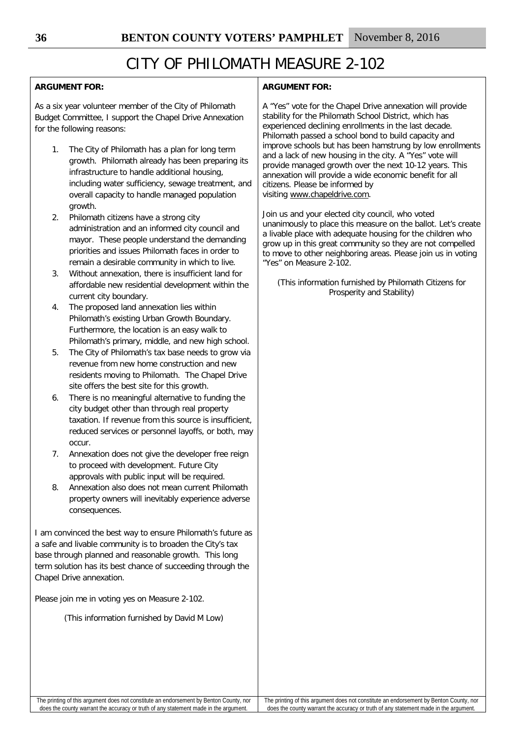# CITY OF PHILOMATH MEASURE 2-102

**ARGUMENT FOR:**

As a six year volunteer member of the City of Philomath Budget Committee, I support the Chapel Drive Annexation for the following reasons:

1. The City of Philomath has a plan for long term growth. Philomath already has been preparing its infrastructure to handle additional housing, including water sufficiency, sewage treatment, and overall capacity to handle managed population growth.
2. Philomath citizens have a strong city administration and an informed city council and mayor. These people understand the demanding priorities and issues Philomath faces in order to remain a desirable community in which to live.
3. Without annexation, there is insufficient land for affordable new residential development within the current city boundary.
4. The proposed land annexation lies within Philomath's existing Urban Growth Boundary. Furthermore, the location is an easy walk to Philomath's primary, middle, and new high school.
5. The City of Philomath's tax base needs to grow via revenue from new home construction and new residents moving to Philomath. The Chapel Drive site offers the best site for this growth.
6. There is no meaningful alternative to funding the city budget other than through real property taxation. If revenue from this source is insufficient, reduced services or personnel layoffs, or both, may occur.
7. Annexation does not give the developer free reign to proceed with development. Future City approvals with public input will be required.
8. Annexation also does not mean current Philomath property owners will inevitably experience adverse consequences.

I am convinced the best way to ensure Philomath's future as a safe and livable community is to broaden the City's tax base through planned and reasonable growth. This long term solution has its best chance of succeeding through the Chapel Drive annexation.

Please join me in voting yes on Measure 2-102.

(This information furnished by David M Low)

The printing of this argument does not constitute an endorsement by Benton County, nor does the county warrant the accuracy or truth of any statement made in the argument.

**ARGUMENT FOR:**

A "Yes" vote for the Chapel Drive annexation will provide stability for the Philomath School District, which has experienced declining enrollments in the last decade. Philomath passed a school bond to build capacity and improve schools but has been hamstrung by low enrollments and a lack of new housing in the city. A "Yes" vote will provide managed growth over the next 10-12 years. This annexation will provide a wide economic benefit for all citizens. Please be informed by visiting www.chapeldrive.com.

Join us and your elected city council, who voted unanimously to place this measure on the ballot. Let's create a livable place with adequate housing for the children who grow up in this great community so they are not compelled to move to other neighboring areas. Please join us in voting "Yes" on Measure 2-102.

(This information furnished by Philomath Citizens for Prosperity and Stability)

The printing of this argument does not constitute an endorsement by Benton County, nor does the county warrant the accuracy or truth of any statement made in the argument.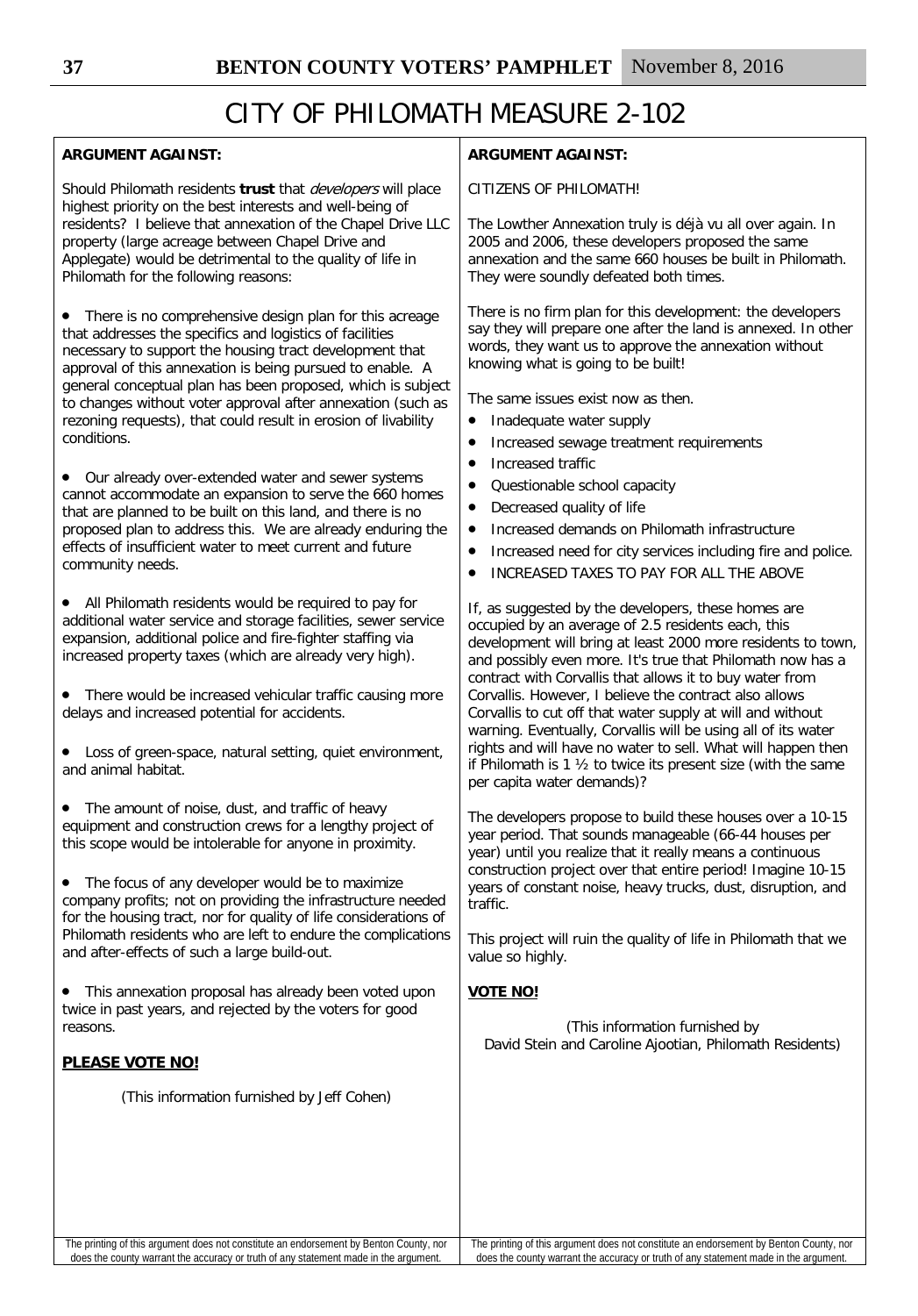# CITY OF PHILOMATH MEASURE 2-102

**ARGUMENT AGAINST:**

Should Philomath residents **trust** that *developers* will place highest priority on the best interests and well-being of residents? I believe that annexation of the Chapel Drive LLC property (large acreage between Chapel Drive and Applegate) would be detrimental to the quality of life in Philomath for the following reasons:

- There is no comprehensive design plan for this acreage that addresses the specifics and logistics of facilities necessary to support the housing tract development that approval of this annexation is being pursued to enable. A general conceptual plan has been proposed, which is subject to changes without voter approval after annexation (such as rezoning requests), that could result in erosion of livability conditions.

- Our already over-extended water and sewer systems cannot accommodate an expansion to serve the 660 homes that are planned to be built on this land, and there is no proposed plan to address this. We are already enduring the effects of insufficient water to meet current and future community needs.

- All Philomath residents would be required to pay for additional water service and storage facilities, sewer service expansion, additional police and fire-fighter staffing via increased property taxes (which are already very high).

- There would be increased vehicular traffic causing more delays and increased potential for accidents.

- Loss of green-space, natural setting, quiet environment, and animal habitat.

- The amount of noise, dust, and traffic of heavy equipment and construction crews for a lengthy project of this scope would be intolerable for anyone in proximity.

- The focus of any developer would be to maximize company profits; not on providing the infrastructure needed for the housing tract, nor for quality of life considerations of Philomath residents who are left to endure the complications and after-effects of such a large build-out.

- This annexation proposal has already been voted upon twice in past years, and rejected by the voters for good reasons.

**PLEASE VOTE NO!**

(This information furnished by Jeff Cohen)

The printing of this argument does not constitute an endorsement by Benton County, nor does the county warrant the accuracy or truth of any statement made in the argument.

**ARGUMENT AGAINST:**

CITIZENS OF PHILOMATH!

The Lowther Annexation truly is déjà vu all over again. In 2005 and 2006, these developers proposed the same annexation and the same 660 houses be built in Philomath. They were soundly defeated both times.

There is no firm plan for this development: the developers say they will prepare one after the land is annexed. In other words, they want us to approve the annexation without knowing what is going to be built!

The same issues exist now as then.

- Inadequate water supply
- Increased sewage treatment requirements
- Increased traffic
- Questionable school capacity
- Decreased quality of life
- Increased demands on Philomath infrastructure
- Increased need for city services including fire and police.
- INCREASED TAXES TO PAY FOR ALL THE ABOVE

If, as suggested by the developers, these homes are occupied by an average of 2.5 residents each, this development will bring at least 2000 more residents to town, and possibly even more. It's true that Philomath now has a contract with Corvallis that allows it to buy water from Corvallis. However, I believe the contract also allows Corvallis to cut off that water supply at will and without warning. Eventually, Corvallis will be using all of its water rights and will have no water to sell. What will happen then if Philomath is 1 ½ to twice its present size (with the same per capita water demands)?

The developers propose to build these houses over a 10-15 year period. That sounds manageable (66-44 houses per year) until you realize that it really means a continuous construction project over that entire period! Imagine 10-15 years of constant noise, heavy trucks, dust, disruption, and traffic.

This project will ruin the quality of life in Philomath that we value so highly.

**VOTE NO!**

(This information furnished by David Stein and Caroline Ajootian, Philomath Residents)

The printing of this argument does not constitute an endorsement by Benton County, nor does the county warrant the accuracy or truth of any statement made in the argument.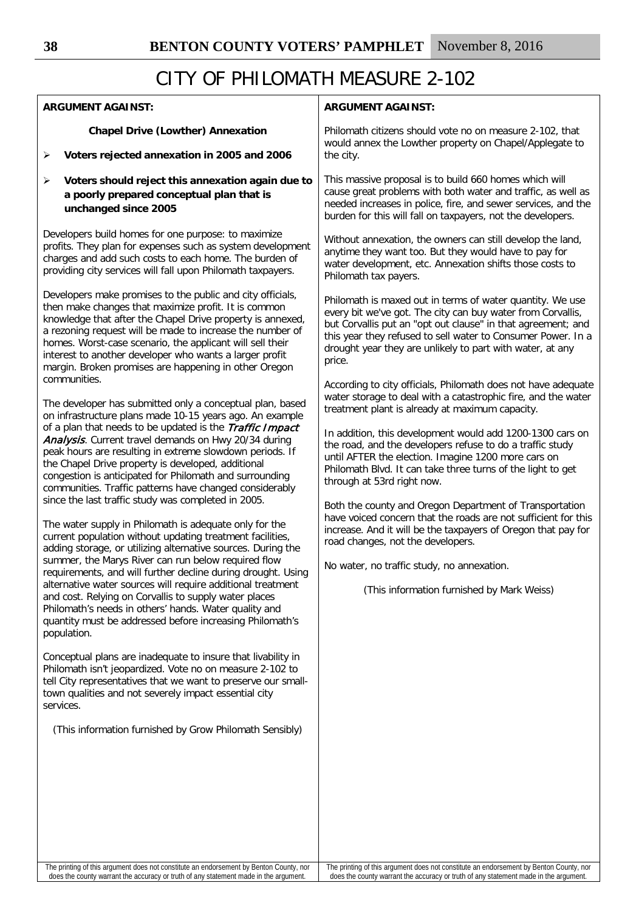# CITY OF PHILOMATH MEASURE 2-102

**ARGUMENT AGAINST:**

**Chapel Drive (Lowther) Annexation**

- **Voters rejected annexation in 2005 and 2006**
- **Voters should reject this annexation again due to a poorly prepared conceptual plan that is unchanged since 2005**

Developers build homes for one purpose: to maximize profits. They plan for expenses such as system development charges and add such costs to each home. The burden of providing city services will fall upon Philomath taxpayers.

Developers make promises to the public and city officials, then make changes that maximize profit. It is common knowledge that after the Chapel Drive property is annexed, a rezoning request will be made to increase the number of homes. Worst-case scenario, the applicant will sell their interest to another developer who wants a larger profit margin. Broken promises are happening in other Oregon communities.

The developer has submitted only a conceptual plan, based on infrastructure plans made 10-15 years ago. An example of a plan that needs to be updated is the *Traffic Impact Analysis*. Current travel demands on Hwy 20/34 during peak hours are resulting in extreme slowdown periods. If the Chapel Drive property is developed, additional congestion is anticipated for Philomath and surrounding communities. Traffic patterns have changed considerably since the last traffic study was completed in 2005.

The water supply in Philomath is adequate only for the current population without updating treatment facilities, adding storage, or utilizing alternative sources. During the summer, the Marys River can run below required flow requirements, and will further decline during drought. Using alternative water sources will require additional treatment and cost. Relying on Corvallis to supply water places Philomath's needs in others' hands. Water quality and quantity must be addressed before increasing Philomath's population.

Conceptual plans are inadequate to insure that livability in Philomath isn't jeopardized. Vote no on measure 2-102 to tell City representatives that we want to preserve our small-town qualities and not severely impact essential city services.

(This information furnished by Grow Philomath Sensibly)

The printing of this argument does not constitute an endorsement by Benton County, nor does the county warrant the accuracy or truth of any statement made in the argument.

**ARGUMENT AGAINST:**

Philomath citizens should vote no on measure 2-102, that would annex the Lowther property on Chapel/Applegate to the city.

This massive proposal is to build 660 homes which will cause great problems with both water and traffic, as well as needed increases in police, fire, and sewer services, and the burden for this will fall on taxpayers, not the developers.

Without annexation, the owners can still develop the land, anytime they want too. But they would have to pay for water development, etc. Annexation shifts those costs to Philomath tax payers.

Philomath is maxed out in terms of water quantity. We use every bit we've got. The city can buy water from Corvallis, but Corvallis put an "opt out clause" in that agreement; and this year they refused to sell water to Consumer Power. In a drought year they are unlikely to part with water, at any price.

According to city officials, Philomath does not have adequate water storage to deal with a catastrophic fire, and the water treatment plant is already at maximum capacity.

In addition, this development would add 1200-1300 cars on the road, and the developers refuse to do a traffic study until AFTER the election. Imagine 1200 more cars on Philomath Blvd. It can take three turns of the light to get through at 53rd right now.

Both the county and Oregon Department of Transportation have voiced concern that the roads are not sufficient for this increase. And it will be the taxpayers of Oregon that pay for road changes, not the developers.

No water, no traffic study, no annexation.

(This information furnished by Mark Weiss)

The printing of this argument does not constitute an endorsement by Benton County, nor does the county warrant the accuracy or truth of any statement made in the argument.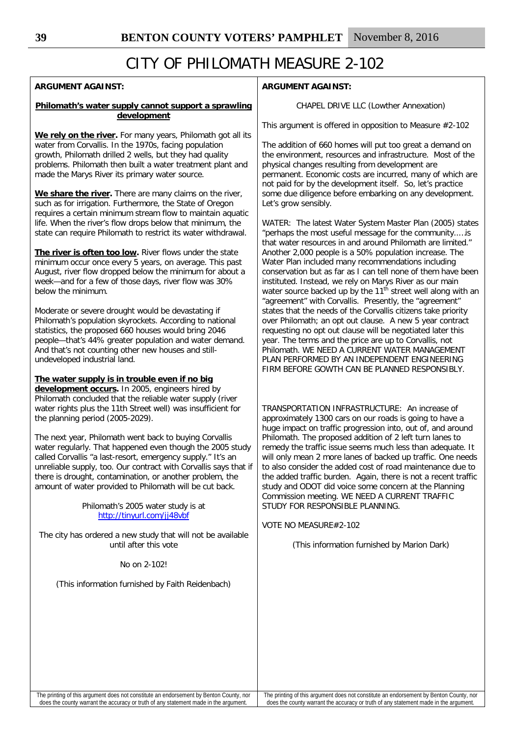# CITY OF PHILOMATH MEASURE 2-102

**ARGUMENT AGAINST:**

**Philomath's water supply cannot support a sprawling development**

**We rely on the river.** For many years, Philomath got all its water from Corvallis. In the 1970s, facing population growth, Philomath drilled 2 wells, but they had quality problems. Philomath then built a water treatment plant and made the Marys River its primary water source.

**We share the river.** There are many claims on the river, such as for irrigation. Furthermore, the State of Oregon requires a certain minimum stream flow to maintain aquatic life. When the river's flow drops below that minimum, the state can require Philomath to restrict its water withdrawal.

**The river is often too low.** River flows under the state minimum occur once every 5 years, on average. This past August, river flow dropped below the minimum for about a week—and for a few of those days, river flow was 30% below the minimum.

Moderate or severe drought would be devastating if Philomath's population skyrockets. According to national statistics, the proposed 660 houses would bring 2046 people—that's 44% greater population and water demand. And that's not counting other new houses and still-undeveloped industrial land.

**The water supply is in trouble even if no big development occurs.** In 2005, engineers hired by Philomath concluded that the reliable water supply (river water rights plus the 11th Street well) was insufficient for the planning period (2005-2029).

The next year, Philomath went back to buying Corvallis water regularly. That happened even though the 2005 study called Corvallis "a last-resort, emergency supply." It's an unreliable supply, too. Our contract with Corvallis says that if there is drought, contamination, or another problem, the amount of water provided to Philomath will be cut back.

Philomath's 2005 water study is at
http://tinyurl.com/jj48vbf

The city has ordered a new study that will not be available until after this vote

No on 2-102!

(This information furnished by Faith Reidenbach)

The printing of this argument does not constitute an endorsement by Benton County, nor does the county warrant the accuracy or truth of any statement made in the argument.

**ARGUMENT AGAINST:**

CHAPEL DRIVE LLC (Lowther Annexation)

This argument is offered in opposition to Measure #2-102

The addition of 660 homes will put too great a demand on the environment, resources and infrastructure. Most of the physical changes resulting from development are permanent. Economic costs are incurred, many of which are not paid for by the development itself. So, let's practice some due diligence before embarking on any development. Let's grow sensibly.

WATER: The latest Water System Master Plan (2005) states "perhaps the most useful message for the community…..is that water resources in and around Philomath are limited." Another 2,000 people is a 50% population increase. The Water Plan included many recommendations including conservation but as far as I can tell none of them have been instituted. Instead, we rely on Marys River as our main water source backed up by the 11th street well along with an "agreement" with Corvallis. Presently, the "agreement" states that the needs of the Corvallis citizens take priority over Philomath; an opt out clause. A new 5 year contract requesting no opt out clause will be negotiated later this year. The terms and the price are up to Corvallis, not Philomath. WE NEED A CURRENT WATER MANAGEMENT PLAN PERFORMED BY AN INDEPENDENT ENGINEERING FIRM BEFORE GOWTH CAN BE PLANNED RESPONSIBLY.

TRANSPORTATION INFRASTRUCTURE: An increase of approximately 1300 cars on our roads is going to have a huge impact on traffic progression into, out of, and around Philomath. The proposed addition of 2 left turn lanes to remedy the traffic issue seems much less than adequate. It will only mean 2 more lanes of backed up traffic. One needs to also consider the added cost of road maintenance due to the added traffic burden. Again, there is not a recent traffic study and ODOT did voice some concern at the Planning Commission meeting. WE NEED A CURRENT TRAFFIC STUDY FOR RESPONSIBLE PLANNING.

VOTE NO MEASURE#2-102

(This information furnished by Marion Dark)

The printing of this argument does not constitute an endorsement by Benton County, nor does the county warrant the accuracy or truth of any statement made in the argument.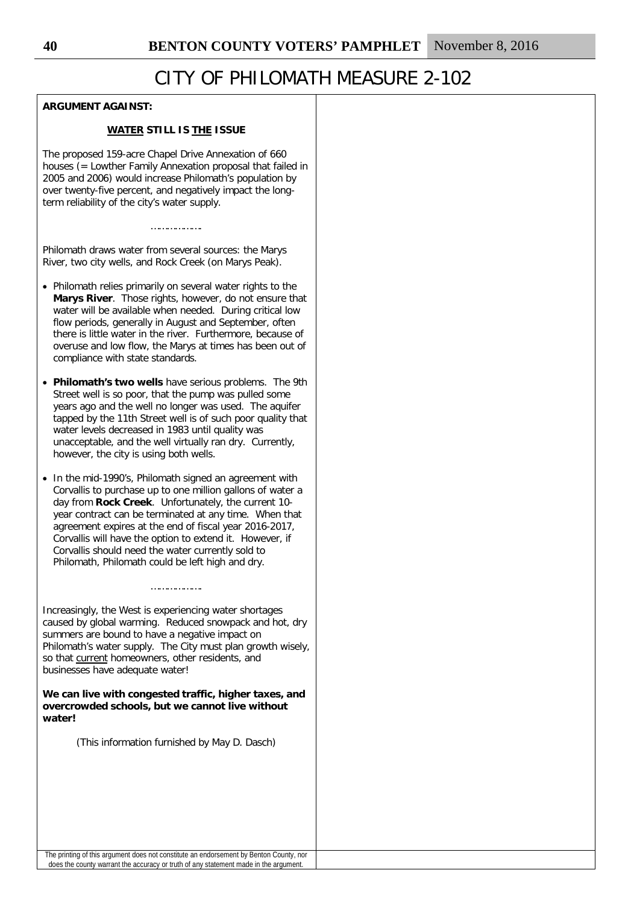# CITY OF PHILOMATH MEASURE 2-102

**ARGUMENT AGAINST:**

**WATER STILL IS THE ISSUE**

The proposed 159-acre Chapel Drive Annexation of 660 houses (= Lowther Family Annexation proposal that failed in 2005 and 2006) would increase Philomath's population by over twenty-five percent, and negatively impact the long-term reliability of the city's water supply.

………………

Philomath draws water from several sources: the Marys River, two city wells, and Rock Creek (on Marys Peak).

- Philomath relies primarily on several water rights to the **Marys River**. Those rights, however, do not ensure that water will be available when needed. During critical low flow periods, generally in August and September, often there is little water in the river. Furthermore, because of overuse and low flow, the Marys at times has been out of compliance with state standards.
- **Philomath's two wells** have serious problems. The 9th Street well is so poor, that the pump was pulled some years ago and the well no longer was used. The aquifer tapped by the 11th Street well is of such poor quality that water levels decreased in 1983 until quality was unacceptable, and the well virtually ran dry. Currently, however, the city is using both wells.
- In the mid-1990's, Philomath signed an agreement with Corvallis to purchase up to one million gallons of water a day from **Rock Creek**. Unfortunately, the current 10-year contract can be terminated at any time. When that agreement expires at the end of fiscal year 2016-2017, Corvallis will have the option to extend it. However, if Corvallis should need the water currently sold to Philomath, Philomath could be left high and dry.

………………

Increasingly, the West is experiencing water shortages caused by global warming. Reduced snowpack and hot, dry summers are bound to have a negative impact on Philomath's water supply. The City must plan growth wisely, so that current homeowners, other residents, and businesses have adequate water!

**We can live with congested traffic, higher taxes, and overcrowded schools, but we cannot live without water!**

(This information furnished by May D. Dasch)

The printing of this argument does not constitute an endorsement by Benton County, nor does the county warrant the accuracy or truth of any statement made in the argument.